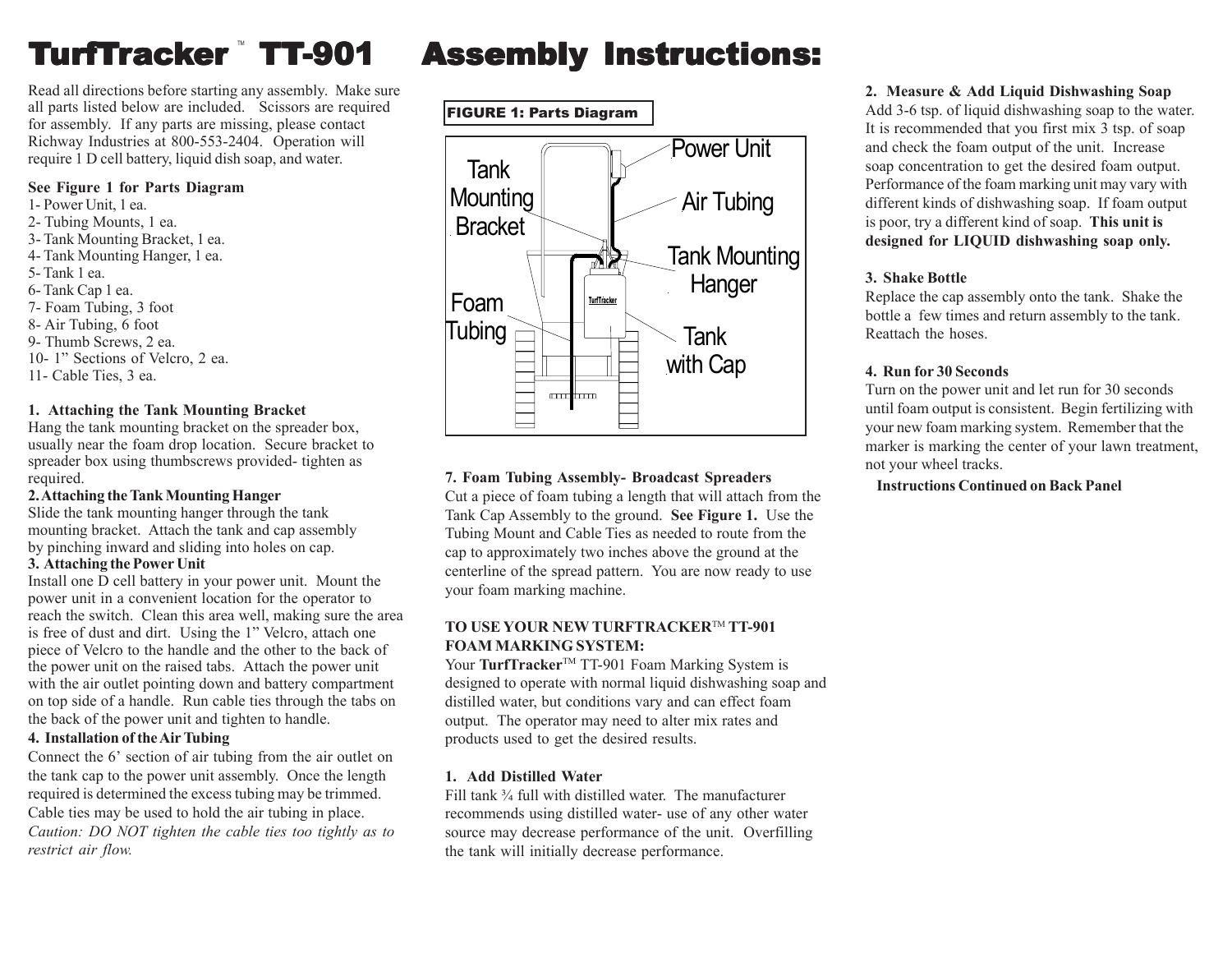# TurfTracker™ TT-901 Assembly Instructions:

Read all directions before starting any assembly. Make sure all parts listed below are included. Scissors are required for assembly. If any parts are missing, please contact Richway Industries at 800-553-2404. Operation will require 1 D cell battery, liquid dish soap, and water.

**See Figure 1 for Parts Diagram**

1- Power Unit, 1 ea.
2- Tubing Mounts, 1 ea.
3- Tank Mounting Bracket, 1 ea.
4- Tank Mounting Hanger, 1 ea.
5- Tank 1 ea.
6- Tank Cap 1 ea.
7- Foam Tubing, 3 foot
8- Air Tubing, 6 foot
9- Thumb Screws, 2 ea.
10- 1" Sections of Velcro, 2 ea.
11- Cable Ties, 3 ea.

**1. Attaching the Tank Mounting Bracket**

Hang the tank mounting bracket on the spreader box, usually near the foam drop location. Secure bracket to spreader box using thumbscrews provided- tighten as required.

**2. Attaching the Tank Mounting Hanger**

Slide the tank mounting hanger through the tank mounting bracket. Attach the tank and cap assembly by pinching inward and sliding into holes on cap.

**3. Attaching the Power Unit**

Install one D cell battery in your power unit. Mount the power unit in a convenient location for the operator to reach the switch. Clean this area well, making sure the area is free of dust and dirt. Using the 1" Velcro, attach one piece of Velcro to the handle and the other to the back of the power unit on the raised tabs. Attach the power unit with the air outlet pointing down and battery compartment on top side of a handle. Run cable ties through the tabs on the back of the power unit and tighten to handle.

**4. Installation of the Air Tubing**

Connect the 6' section of air tubing from the air outlet on the tank cap to the power unit assembly. Once the length required is determined the excess tubing may be trimmed. Cable ties may be used to hold the air tubing in place. *Caution: DO NOT tighten the cable ties too tightly as to restrict air flow.*

**FIGURE 1: Parts Diagram**

Power Unit, Air Tubing, Tank Mounting Bracket, Tank Mounting Hanger, Foam Tubing, Tank with Cap

**7. Foam Tubing Assembly- Broadcast Spreaders**

Cut a piece of foam tubing a length that will attach from the Tank Cap Assembly to the ground. **See Figure 1.** Use the Tubing Mount and Cable Ties as needed to route from the cap to approximately two inches above the ground at the centerline of the spread pattern. You are now ready to use your foam marking machine.

**TO USE YOUR NEW TURFTRACKER™ TT-901 FOAM MARKING SYSTEM:**

Your **TurfTracker**™ TT-901 Foam Marking System is designed to operate with normal liquid dishwashing soap and distilled water, but conditions vary and can effect foam output. The operator may need to alter mix rates and products used to get the desired results.

**1. Add Distilled Water**

Fill tank ¾ full with distilled water. The manufacturer recommends using distilled water- use of any other water source may decrease performance of the unit. Overfilling the tank will initially decrease performance.

**2. Measure & Add Liquid Dishwashing Soap**

Add 3-6 tsp. of liquid dishwashing soap to the water. It is recommended that you first mix 3 tsp. of soap and check the foam output of the unit. Increase soap concentration to get the desired foam output. Performance of the foam marking unit may vary with different kinds of dishwashing soap. If foam output is poor, try a different kind of soap. **This unit is designed for LIQUID dishwashing soap only.**

**3. Shake Bottle**

Replace the cap assembly onto the tank. Shake the bottle a few times and return assembly to the tank. Reattach the hoses.

**4. Run for 30 Seconds**

Turn on the power unit and let run for 30 seconds until foam output is consistent. Begin fertilizing with your new foam marking system. Remember that the marker is marking the center of your lawn treatment, not your wheel tracks.

**Instructions Continued on Back Panel**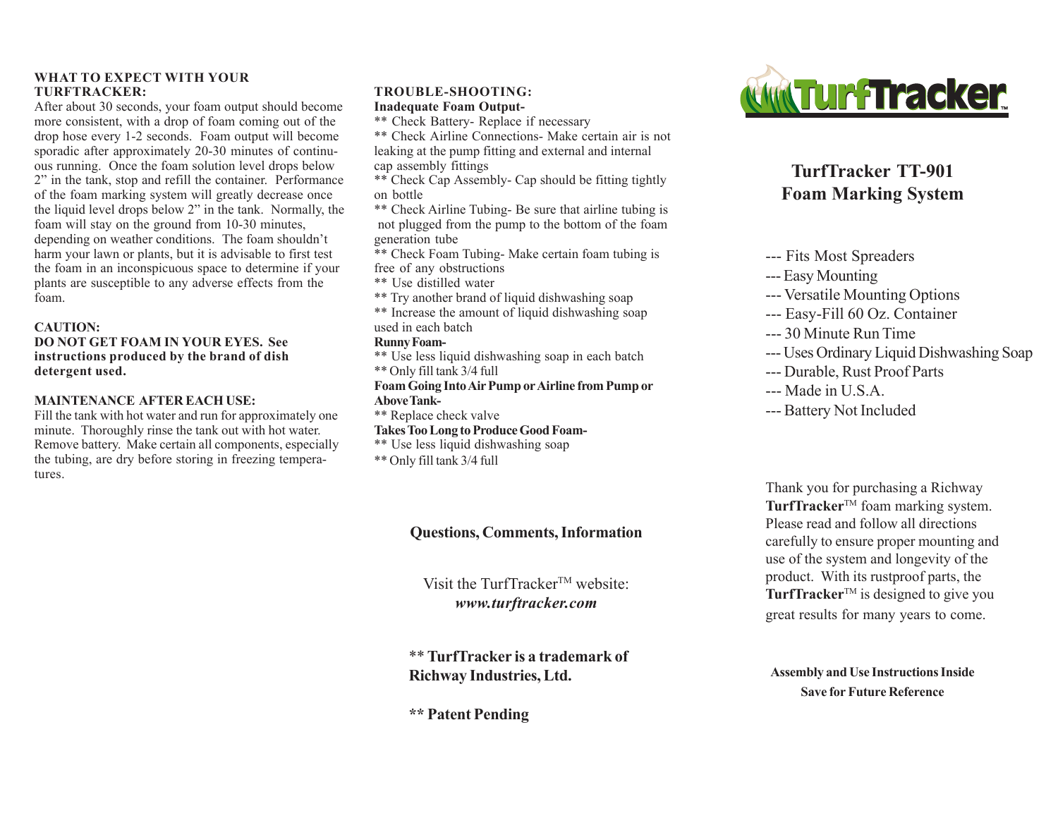## WHAT TO EXPECT WITH YOUR TURFTRACKER:

After about 30 seconds, your foam output should become more consistent, with a drop of foam coming out of the drop hose every 1-2 seconds. Foam output will become sporadic after approximately 20-30 minutes of continuous running. Once the foam solution level drops below 2" in the tank, stop and refill the container. Performance of the foam marking system will greatly decrease once the liquid level drops below 2" in the tank. Normally, the foam will stay on the ground from 10-30 minutes, depending on weather conditions. The foam shouldn't harm your lawn or plants, but it is advisable to first test the foam in an inconspicuous space to determine if your plants are susceptible to any adverse effects from the foam.

**CAUTION:**
**DO NOT GET FOAM IN YOUR EYES. See instructions produced by the brand of dish detergent used.**

## MAINTENANCE AFTER EACH USE:

Fill the tank with hot water and run for approximately one minute. Thoroughly rinse the tank out with hot water. Remove battery. Make certain all components, especially the tubing, are dry before storing in freezing temperatures.

## TROUBLE-SHOOTING:

**Inadequate Foam Output-**

** Check Battery- Replace if necessary
** Check Airline Connections- Make certain air is not leaking at the pump fitting and external and internal cap assembly fittings
** Check Cap Assembly- Cap should be fitting tightly on bottle
** Check Airline Tubing- Be sure that airline tubing is not plugged from the pump to the bottom of the foam generation tube
** Check Foam Tubing- Make certain foam tubing is free of any obstructions
** Use distilled water
** Try another brand of liquid dishwashing soap
** Increase the amount of liquid dishwashing soap used in each batch

**Runny Foam-**

** Use less liquid dishwashing soap in each batch
** Only fill tank 3/4 full

**Foam Going Into Air Pump or Airline from Pump or Above Tank-**

** Replace check valve

**Takes Too Long to Produce Good Foam-**

** Use less liquid dishwashing soap
** Only fill tank 3/4 full

### Questions, Comments, Information

Visit the TurfTracker™ website:
***www.turftracker.com***

** **TurfTracker is a trademark of Richway Industries, Ltd.**

**** Patent Pending**

# TurfTracker

## TurfTracker TT-901 Foam Marking System

--- Fits Most Spreaders
--- Easy Mounting
--- Versatile Mounting Options
--- Easy-Fill 60 Oz. Container
--- 30 Minute Run Time
--- Uses Ordinary Liquid Dishwashing Soap
--- Durable, Rust Proof Parts
--- Made in U.S.A.
--- Battery Not Included

Thank you for purchasing a Richway **TurfTracker**™ foam marking system. Please read and follow all directions carefully to ensure proper mounting and use of the system and longevity of the product. With its rustproof parts, the **TurfTracker**™ is designed to give you great results for many years to come.

**Assembly and Use Instructions Inside**
**Save for Future Reference**